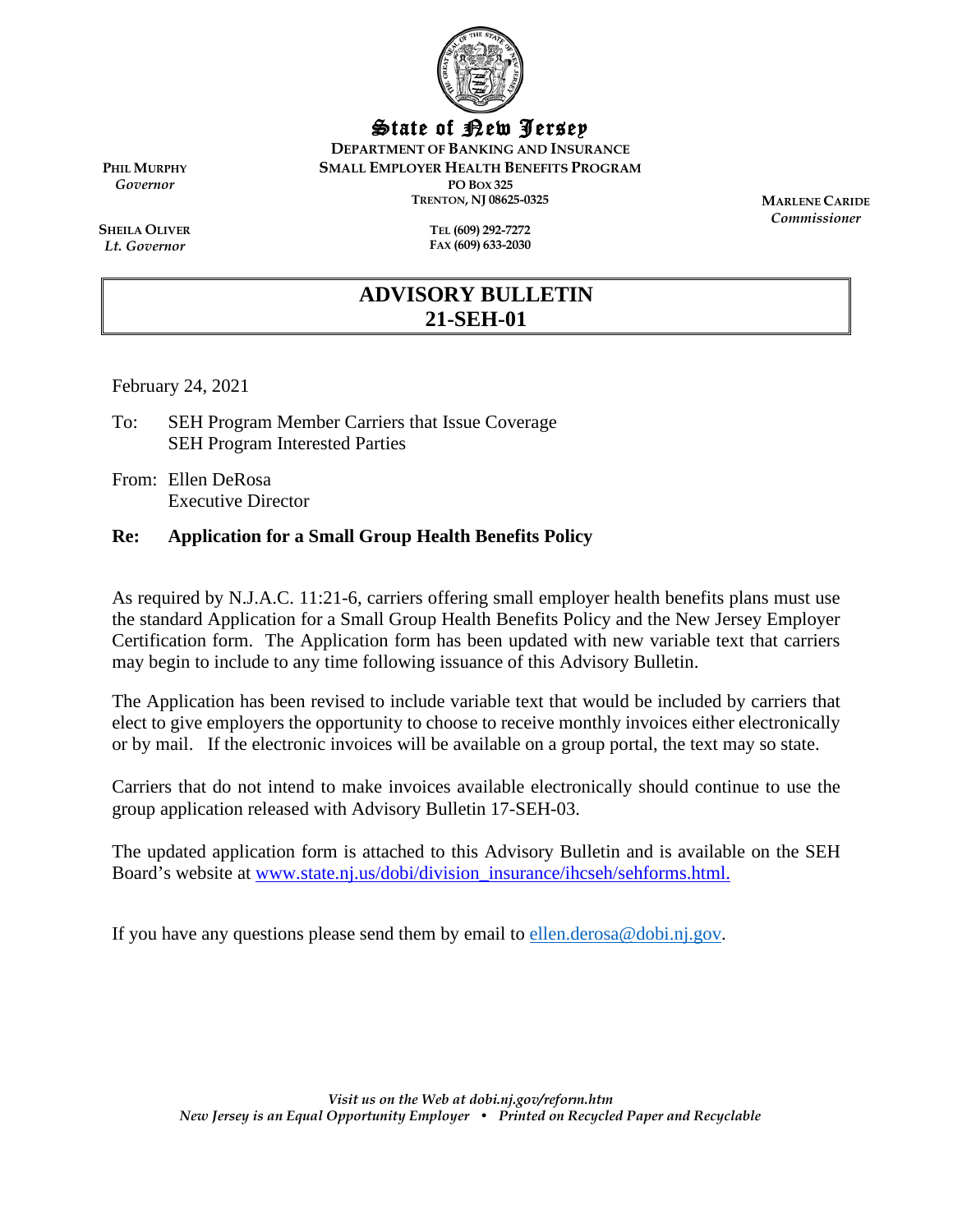# State of New Jersey

**DEPARTMENT OF BANKING AND INSURANCE**
**SMALL EMPLOYER HEALTH BENEFITS PROGRAM**
**PO BOX 325**
**TRENTON, NJ 08625-0325**

**TEL (609) 292-7272**
**FAX (609) 633-2030**

**PHIL MURPHY**
*Governor*

**SHEILA OLIVER**
*Lt. Governor*

**MARLENE CARIDE**
*Commissioner*

## ADVISORY BULLETIN 21-SEH-01

February 24, 2021

To: SEH Program Member Carriers that Issue Coverage
SEH Program Interested Parties

From: Ellen DeRosa
Executive Director

**Re: Application for a Small Group Health Benefits Policy**

As required by N.J.A.C. 11:21-6, carriers offering small employer health benefits plans must use the standard Application for a Small Group Health Benefits Policy and the New Jersey Employer Certification form. The Application form has been updated with new variable text that carriers may begin to include to any time following issuance of this Advisory Bulletin.

The Application has been revised to include variable text that would be included by carriers that elect to give employers the opportunity to choose to receive monthly invoices either electronically or by mail. If the electronic invoices will be available on a group portal, the text may so state.

Carriers that do not intend to make invoices available electronically should continue to use the group application released with Advisory Bulletin 17-SEH-03.

The updated application form is attached to this Advisory Bulletin and is available on the SEH Board's website at www.state.nj.us/dobi/division_insurance/ihcseh/sehforms.html.

If you have any questions please send them by email to ellen.derosa@dobi.nj.gov.

*Visit us on the Web at dobi.nj.gov/reform.htm*
*New Jersey is an Equal Opportunity Employer • Printed on Recycled Paper and Recyclable*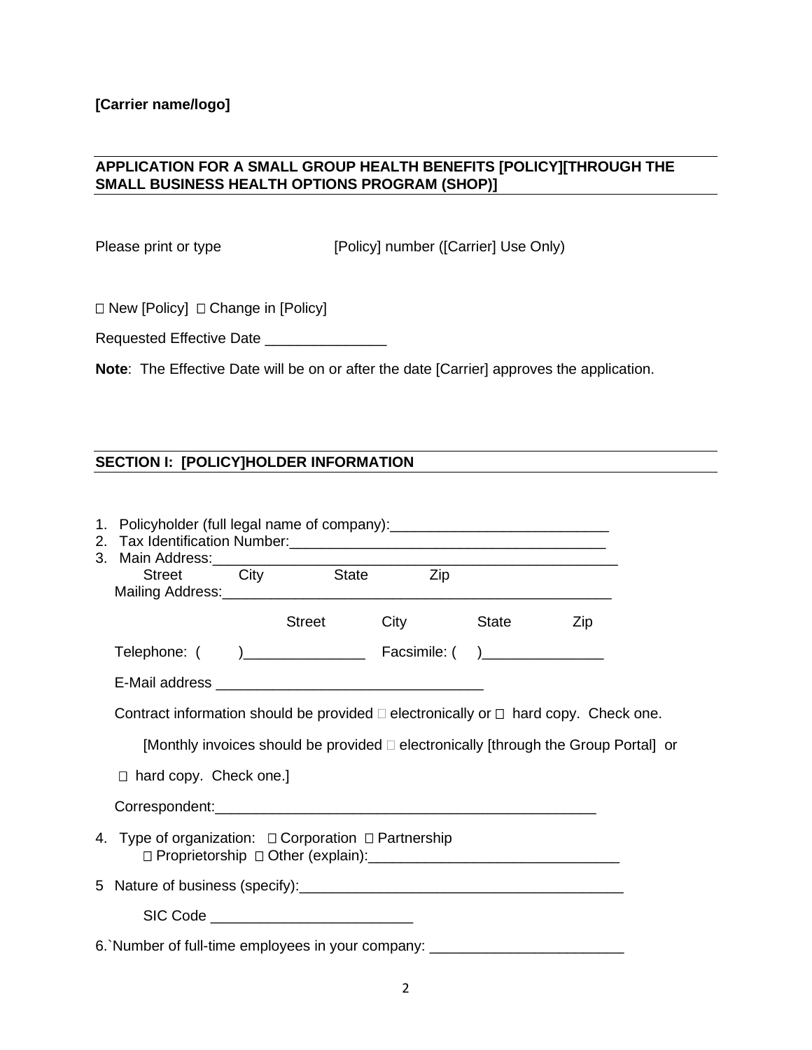**[Carrier name/logo]**

**APPLICATION FOR A SMALL GROUP HEALTH BENEFITS [POLICY][THROUGH THE SMALL BUSINESS HEALTH OPTIONS PROGRAM (SHOP)]**

Please print or type [Policy] number ([Carrier] Use Only)

☐ New [Policy] ☐ Change in [Policy]

Requested Effective Date _______________

**Note**: The Effective Date will be on or after the date [Carrier] approves the application.

**SECTION I: [POLICY]HOLDER INFORMATION**

1. Policyholder (full legal name of company):___________________________
2. Tax Identification Number:_______________________________________
3. Main Address:_________________________________________________

   Street City State Zip

   Mailing Address:_____________________________________________

   Street City State Zip

   Telephone: ( )_______________ Facsimile: ( )_______________

   E-Mail address ________________________________

   Contract information should be provided ☐ electronically or ☐ hard copy. Check one.

   [Monthly invoices should be provided ☐ electronically [through the Group Portal] or ☐ hard copy. Check one.]

   Correspondent:_______________________________________________

4. Type of organization: ☐ Corporation ☐ Partnership ☐ Proprietorship ☐ Other (explain):______________________________

5 Nature of business (specify):________________________________________

   SIC Code ________________________

6.`Number of full-time employees in your company: ________________________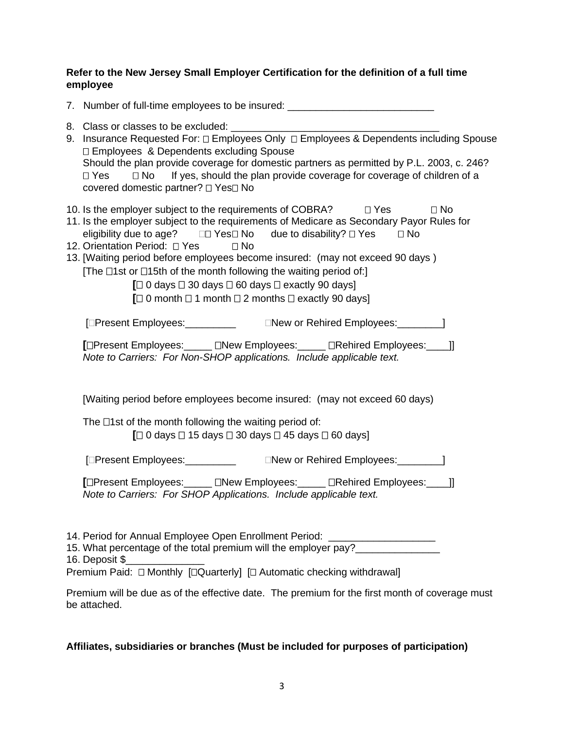**Refer to the New Jersey Small Employer Certification for the definition of a full time employee**

7. Number of full-time employees to be insured: _________________________

8. Class or classes to be excluded: ____________________________________
9. Insurance Requested For: □ Employees Only □ Employees & Dependents including Spouse □ Employees & Dependents excluding Spouse
   Should the plan provide coverage for domestic partners as permitted by P.L. 2003, c. 246? □ Yes □ No If yes, should the plan provide coverage for coverage of children of a covered domestic partner? □ Yes□ No

10. Is the employer subject to the requirements of COBRA? □ Yes □ No
11. Is the employer subject to the requirements of Medicare as Secondary Payor Rules for eligibility due to age? □□ Yes□ No due to disability? □ Yes □ No
12. Orientation Period: □ Yes □ No
13. [Waiting period before employees become insured: (may not exceed 90 days )
    [The □1st or □15th of the month following the waiting period of:]
    [□ 0 days □ 30 days □ 60 days □ exactly 90 days]
    [□ 0 month □ 1 month □ 2 months □ exactly 90 days]

    [□Present Employees:_________ □New or Rehired Employees:________]

    [□Present Employees:_____ □New Employees:_____ □Rehired Employees:____]]
    *Note to Carriers: For Non-SHOP applications. Include applicable text.*

    [Waiting period before employees become insured: (may not exceed 60 days)

    The □1st of the month following the waiting period of:
    [□ 0 days □ 15 days □ 30 days □ 45 days □ 60 days]

    [□Present Employees:_________ □New or Rehired Employees:________]

    [□Present Employees:_____ □New Employees:_____ □Rehired Employees:____]]
    *Note to Carriers: For SHOP Applications. Include applicable text.*

14. Period for Annual Employee Open Enrollment Period: ___________________
15. What percentage of the total premium will the employer pay?_______________
16. Deposit $______________

Premium Paid: □ Monthly [□Quarterly] [□ Automatic checking withdrawal]

Premium will be due as of the effective date. The premium for the first month of coverage must be attached.

**Affiliates, subsidiaries or branches (Must be included for purposes of participation)**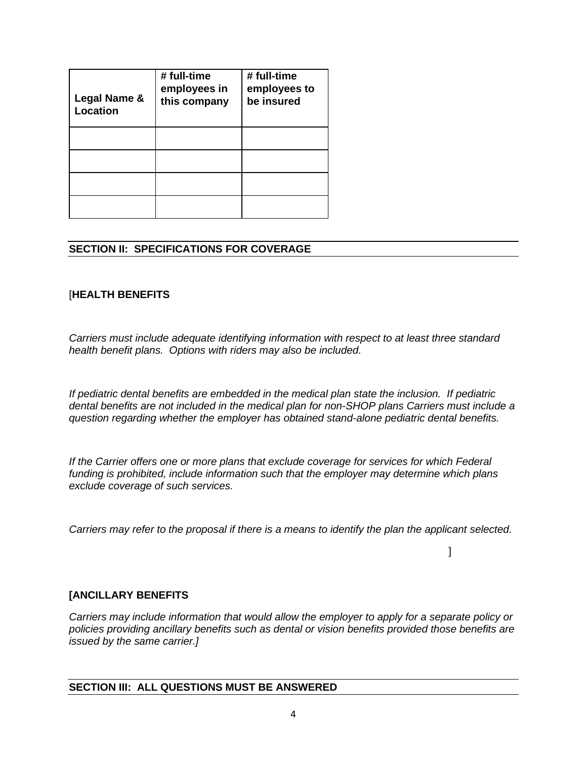| Legal Name & Location | # full-time employees in this company | # full-time employees to be insured |
|---|---|---|
| | | |
| | | |
| | | |
| | | |

## SECTION II: SPECIFICATIONS FOR COVERAGE

[**HEALTH BENEFITS**

*Carriers must include adequate identifying information with respect to at least three standard health benefit plans. Options with riders may also be included.*

*If pediatric dental benefits are embedded in the medical plan state the inclusion. If pediatric dental benefits are not included in the medical plan for non-SHOP plans Carriers must include a question regarding whether the employer has obtained stand-alone pediatric dental benefits.*

*If the Carrier offers one or more plans that exclude coverage for services for which Federal funding is prohibited, include information such that the employer may determine which plans exclude coverage of such services.*

*Carriers may refer to the proposal if there is a means to identify the plan the applicant selected.*

]

**[ANCILLARY BENEFITS**

*Carriers may include information that would allow the employer to apply for a separate policy or policies providing ancillary benefits such as dental or vision benefits provided those benefits are issued by the same carrier.]*

## SECTION III: ALL QUESTIONS MUST BE ANSWERED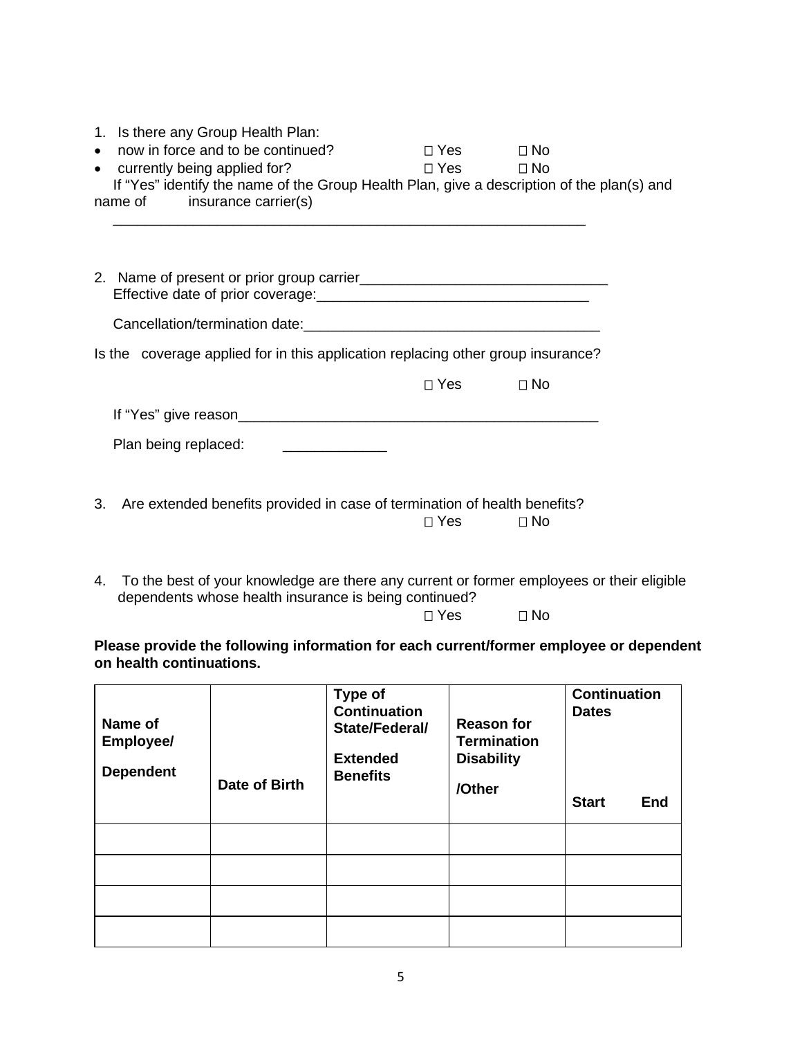1. Is there any Group Health Plan:
   - now in force and to be continued? ☐ Yes ☐ No
   - currently being applied for? ☐ Yes ☐ No

   If "Yes" identify the name of the Group Health Plan, give a description of the plan(s) and name of insurance carrier(s)

   ____________________________________________________________

2. Name of present or prior group carrier_______________________________

   Effective date of prior coverage:__________________________________

   Cancellation/termination date:____________________________________

Is the coverage applied for in this application replacing other group insurance?

☐ Yes ☐ No

If "Yes" give reason_______________________________________________

Plan being replaced: _____________

3. Are extended benefits provided in case of termination of health benefits?

   ☐ Yes ☐ No

4. To the best of your knowledge are there any current or former employees or their eligible dependents whose health insurance is being continued?

   ☐ Yes ☐ No

**Please provide the following information for each current/former employee or dependent on health continuations.**

| **Name of Employee/ Dependent** | **Date of Birth** | **Type of Continuation State/Federal/ Extended Benefits** | **Reason for Termination Disability /Other** | **Continuation Dates Start End** |
|---|---|---|---|---|
| | | | | |
| | | | | |
| | | | | |
| | | | | |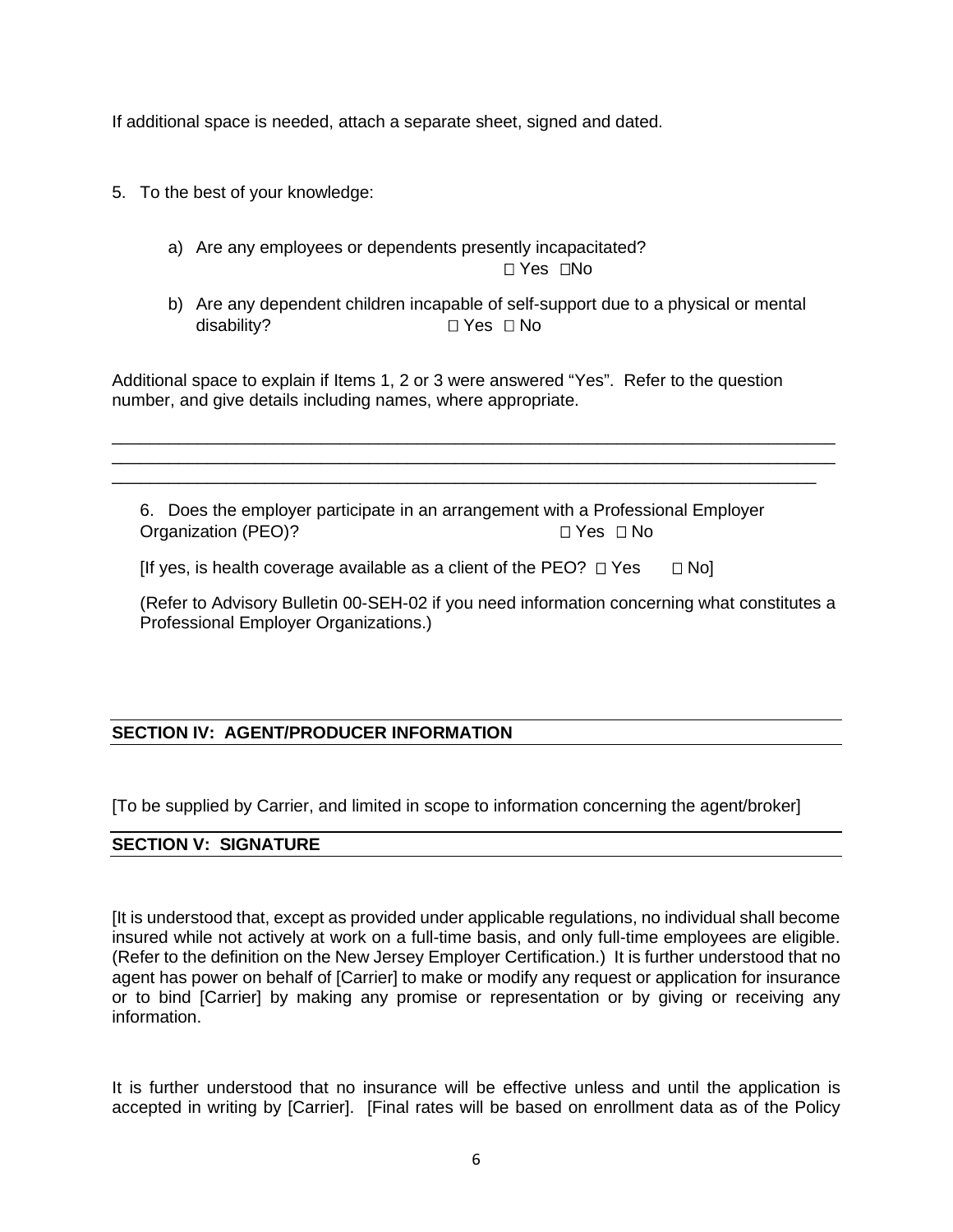If additional space is needed, attach a separate sheet, signed and dated.

5. To the best of your knowledge:

   a) Are any employees or dependents presently incapacitated?
   ☐ Yes ☐No

   b) Are any dependent children incapable of self-support due to a physical or mental disability? ☐ Yes ☐ No

Additional space to explain if Items 1, 2 or 3 were answered "Yes". Refer to the question number, and give details including names, where appropriate.

_______________________________________________________________________________
_______________________________________________________________________________
_______________________________________________________________________________

6. Does the employer participate in an arrangement with a Professional Employer Organization (PEO)? ☐ Yes ☐ No

   [If yes, is health coverage available as a client of the PEO? ☐ Yes ☐ No]

   (Refer to Advisory Bulletin 00-SEH-02 if you need information concerning what constitutes a Professional Employer Organizations.)

## SECTION IV: AGENT/PRODUCER INFORMATION

[To be supplied by Carrier, and limited in scope to information concerning the agent/broker]

## SECTION V: SIGNATURE

[It is understood that, except as provided under applicable regulations, no individual shall become insured while not actively at work on a full-time basis, and only full-time employees are eligible. (Refer to the definition on the New Jersey Employer Certification.) It is further understood that no agent has power on behalf of [Carrier] to make or modify any request or application for insurance or to bind [Carrier] by making any promise or representation or by giving or receiving any information.

It is further understood that no insurance will be effective unless and until the application is accepted in writing by [Carrier]. [Final rates will be based on enrollment data as of the Policy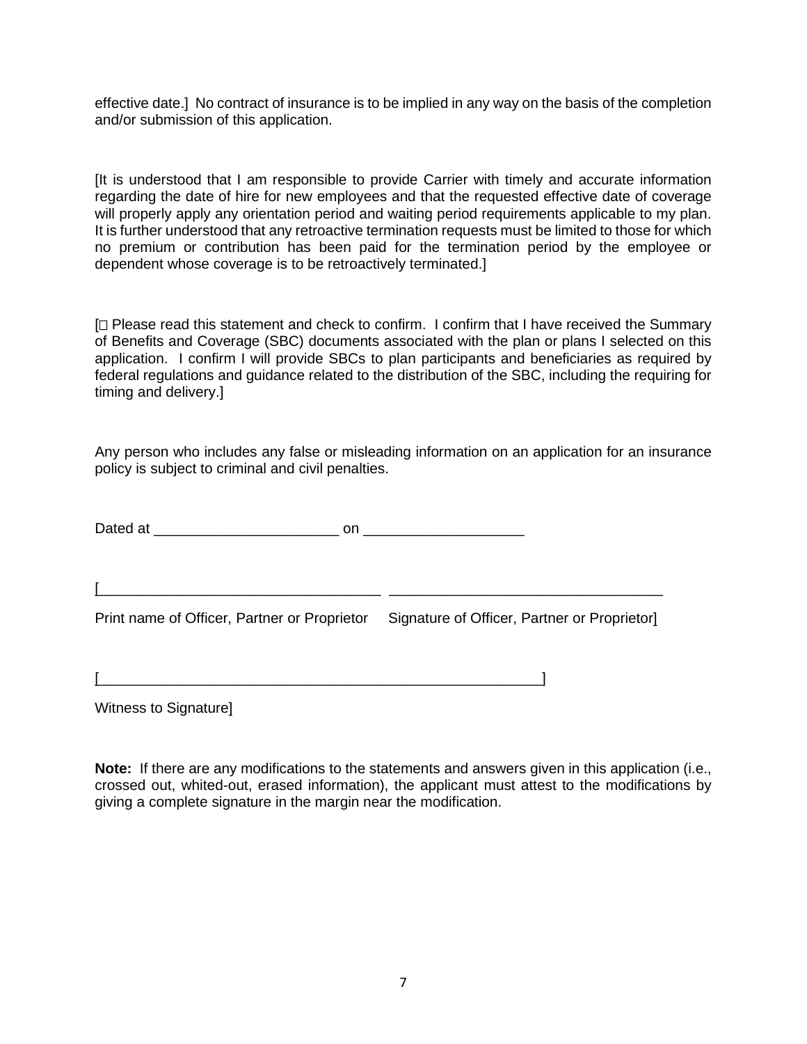effective date.] No contract of insurance is to be implied in any way on the basis of the completion and/or submission of this application.

[It is understood that I am responsible to provide Carrier with timely and accurate information regarding the date of hire for new employees and that the requested effective date of coverage will properly apply any orientation period and waiting period requirements applicable to my plan. It is further understood that any retroactive termination requests must be limited to those for which no premium or contribution has been paid for the termination period by the employee or dependent whose coverage is to be retroactively terminated.]

[☐ Please read this statement and check to confirm. I confirm that I have received the Summary of Benefits and Coverage (SBC) documents associated with the plan or plans I selected on this application. I confirm I will provide SBCs to plan participants and beneficiaries as required by federal regulations and guidance related to the distribution of the SBC, including the requiring for timing and delivery.]

Any person who includes any false or misleading information on an application for an insurance policy is subject to criminal and civil penalties.

Dated at ______________________ on ___________________

[_________________________________ _________________________________

Print name of Officer, Partner or Proprietor    Signature of Officer, Partner or Proprietor]

[____________________________________________________]

Witness to Signature]

**Note:** If there are any modifications to the statements and answers given in this application (i.e., crossed out, whited-out, erased information), the applicant must attest to the modifications by giving a complete signature in the margin near the modification.